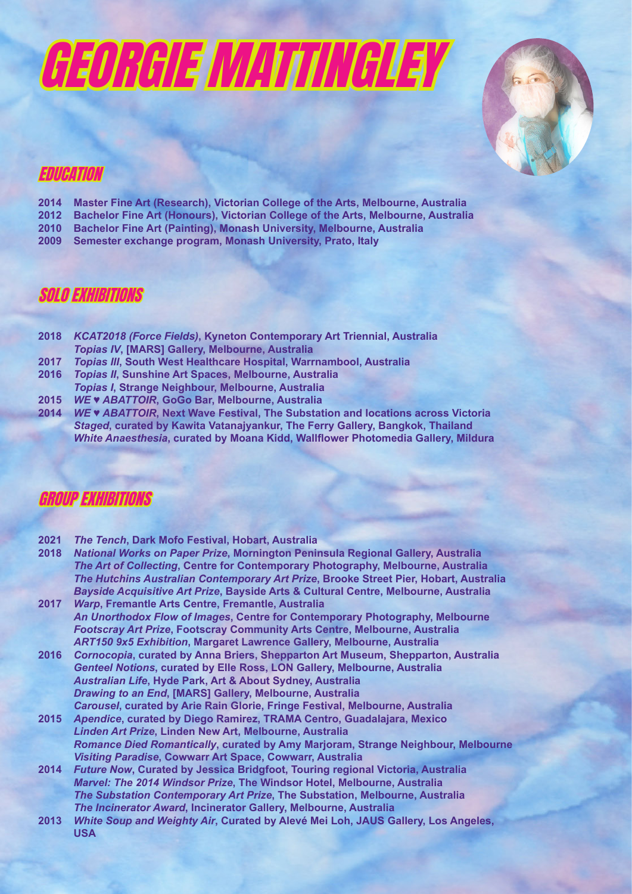# GEORGIE MATTINGLEY

## EDUCATION

**2014** Master Fine Art (Research), Victorian College of the Arts, Melbourne, Australia
**2012** Bachelor Fine Art (Honours), Victorian College of the Arts, Melbourne, Australia
**2010** Bachelor Fine Art (Painting), Monash University, Melbourne, Australia
**2009** Semester exchange program, Monash University, Prato, Italy

## SOLO EXHIBITIONS

**2018** ***KCAT2018 (Force Fields)*, Kyneton Contemporary Art Triennial, Australia**
***Topias IV*, [MARS] Gallery, Melbourne, Australia**
**2017** ***Topias III*, South West Healthcare Hospital, Warrnambool, Australia**
**2016** ***Topias II*, Sunshine Art Spaces, Melbourne, Australia**
***Topias I*, Strange Neighbour, Melbourne, Australia**
**2015** ***WE ♥ ABATTOIR*, GoGo Bar, Melbourne, Australia**
**2014** ***WE ♥ ABATTOIR*, Next Wave Festival, The Substation and locations across Victoria**
***Staged*, curated by Kawita Vatanajyankur, The Ferry Gallery, Bangkok, Thailand**
***White Anaesthesia*, curated by Moana Kidd, Wallflower Photomedia Gallery, Mildura**

## GROUP EXHIBITIONS

**2021** ***The Tench*, Dark Mofo Festival, Hobart, Australia**
**2018** ***National Works on Paper Prize*, Mornington Peninsula Regional Gallery, Australia**
***The Art of Collecting*, Centre for Contemporary Photography, Melbourne, Australia**
***The Hutchins Australian Contemporary Art Prize*, Brooke Street Pier, Hobart, Australia**
***Bayside Acquisitive Art Prize*, Bayside Arts & Cultural Centre, Melbourne, Australia**
**2017** ***Warp*, Fremantle Arts Centre, Fremantle, Australia**
***An Unorthodox Flow of Images*, Centre for Contemporary Photography, Melbourne**
***Footscray Art Prize*, Footscray Community Arts Centre, Melbourne, Australia**
***ART150 9x5 Exhibition*, Margaret Lawrence Gallery, Melbourne, Australia**
**2016** ***Cornocopia*, curated by Anna Briers, Shepparton Art Museum, Shepparton, Australia**
***Genteel Notions*, curated by Elle Ross, LON Gallery, Melbourne, Australia**
***Australian Life*, Hyde Park, Art & About Sydney, Australia**
***Drawing to an End*, [MARS] Gallery, Melbourne, Australia**
***Carousel*, curated by Arie Rain Glorie, Fringe Festival, Melbourne, Australia**
**2015** ***Apendice*, curated by Diego Ramirez, TRAMA Centro, Guadalajara, Mexico**
***Linden Art Prize*, Linden New Art, Melbourne, Australia**
***Romance Died Romantically*, curated by Amy Marjoram, Strange Neighbour, Melbourne**
***Visiting Paradise*, Cowwarr Art Space, Cowwarr, Australia**
**2014** ***Future Now*, Curated by Jessica Bridgfoot, Touring regional Victoria, Australia**
***Marvel: The 2014 Windsor Prize*, The Windsor Hotel, Melbourne, Australia**
***The Substation Contemporary Art Prize*, The Substation, Melbourne, Australia**
***The Incinerator Award*, Incinerator Gallery, Melbourne, Australia**
**2013** ***White Soup and Weighty Air*, Curated by Alevé Mei Loh, JAUS Gallery, Los Angeles, USA**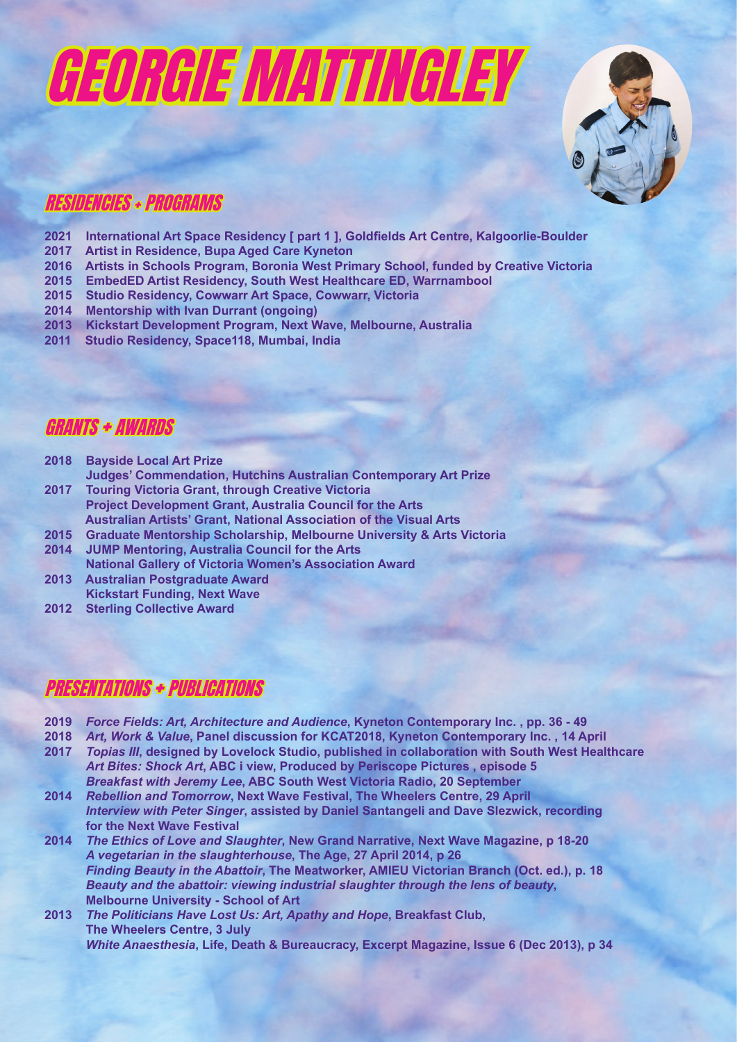# GEORGIE MATTINGLEY

## RESIDENCIES + PROGRAMS

**2021** International Art Space Residency [ part 1 ], Goldfields Art Centre, Kalgoorlie-Boulder
**2017** Artist in Residence, Bupa Aged Care Kyneton
**2016** Artists in Schools Program, Boronia West Primary School, funded by Creative Victoria
**2015** EmbedED Artist Residency, South West Healthcare ED, Warrnambool
**2015** Studio Residency, Cowwarr Art Space, Cowwarr, Victoria
**2014** Mentorship with Ivan Durrant (ongoing)
**2013** Kickstart Development Program, Next Wave, Melbourne, Australia
**2011** Studio Residency, Space118, Mumbai, India

## GRANTS + AWARDS

**2018** Bayside Local Art Prize
Judges' Commendation, Hutchins Australian Contemporary Art Prize
**2017** Touring Victoria Grant, through Creative Victoria
Project Development Grant, Australia Council for the Arts
Australian Artists' Grant, National Association of the Visual Arts
**2015** Graduate Mentorship Scholarship, Melbourne University & Arts Victoria
**2014** JUMP Mentoring, Australia Council for the Arts
National Gallery of Victoria Women's Association Award
**2013** Australian Postgraduate Award
Kickstart Funding, Next Wave
**2012** Sterling Collective Award

## PRESENTATIONS + PUBLICATIONS

**2019** *Force Fields: Art, Architecture and Audience*, Kyneton Contemporary Inc. , pp. 36 - 49
**2018** *Art, Work & Value*, Panel discussion for KCAT2018, Kyneton Contemporary Inc. , 14 April
**2017** *Topias III*, designed by Lovelock Studio, published in collaboration with South West Healthcare
*Art Bites: Shock Art*, ABC i view, Produced by Periscope Pictures , episode 5
*Breakfast with Jeremy Lee*, ABC South West Victoria Radio, 20 September
**2014** *Rebellion and Tomorrow*, Next Wave Festival, The Wheelers Centre, 29 April
*Interview with Peter Singer*, assisted by Daniel Santangeli and Dave Slezwick, recording for the Next Wave Festival
**2014** *The Ethics of Love and Slaughter*, New Grand Narrative, Next Wave Magazine, p 18-20
*A vegetarian in the slaughterhouse*, The Age, 27 April 2014, p 26
*Finding Beauty in the Abattoir*, The Meatworker, AMIEU Victorian Branch (Oct. ed.), p. 18
*Beauty and the abattoir: viewing industrial slaughter through the lens of beauty*, Melbourne University - School of Art
**2013** *The Politicians Have Lost Us: Art, Apathy and Hope*, Breakfast Club, The Wheelers Centre, 3 July
*White Anaesthesia*, Life, Death & Bureaucracy, Excerpt Magazine, Issue 6 (Dec 2013), p 34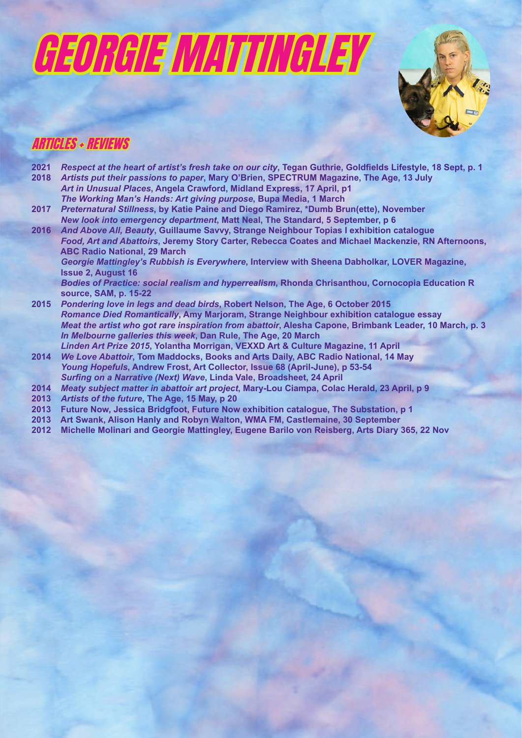# GEORGIE MATTINGLEY

## ARTICLES + REVIEWS

2021 *Respect at the heart of artist's fresh take on our city*, Tegan Guthrie, Goldfields Lifestyle, 18 Sept, p. 1

2018 *Artists put their passions to paper*, Mary O'Brien, SPECTRUM Magazine, The Age, 13 July
*Art in Unusual Places*, Angela Crawford, Midland Express, 17 April, p1
*The Working Man's Hands: Art giving purpose*, Bupa Media, 1 March

2017 *Preternatural Stillness*, by Katie Paine and Diego Ramirez, *Dumb Brun(ette), November
*New look into emergency department*, Matt Neal, The Standard, 5 September, p 6

2016 *And Above All, Beauty*, Guillaume Savvy, Strange Neighbour Topias I exhibition catalogue
*Food, Art and Abattoirs*, Jeremy Story Carter, Rebecca Coates and Michael Mackenzie, RN Afternoons, ABC Radio National, 29 March
*Georgie Mattingley's Rubbish is Everywhere*, Interview with Sheena Dabholkar, LOVER Magazine, Issue 2, August 16
*Bodies of Practice: social realism and hyperrealism*, Rhonda Chrisanthou, Cornocopia Education R source, SAM, p. 15-22

2015 *Pondering love in legs and dead birds*, Robert Nelson, The Age, 6 October 2015
*Romance Died Romantically*, Amy Marjoram, Strange Neighbour exhibition catalogue essay
*Meat the artist who got rare inspiration from abattoir*, Alesha Capone, Brimbank Leader, 10 March, p. 3
*In Melbourne galleries this week*, Dan Rule, The Age, 20 March
*Linden Art Prize 2015*, Yolantha Morrigan, VEXXD Art & Culture Magazine, 11 April

2014 *We Love Abattoir*, Tom Maddocks, Books and Arts Daily, ABC Radio National, 14 May
*Young Hopefuls*, Andrew Frost, Art Collector, Issue 68 (April-June), p 53-54
*Surfing on a Narrative (Next) Wave*, Linda Vale, Broadsheet, 24 April

2014 *Meaty subject matter in abattoir art project*, Mary-Lou Ciampa, Colac Herald, 23 April, p 9

2013 *Artists of the future*, The Age, 15 May, p 20

2013 Future Now, Jessica Bridgfoot, Future Now exhibition catalogue, The Substation, p 1

2013 Art Swank, Alison Hanly and Robyn Walton, WMA FM, Castlemaine, 30 September

2012 Michelle Molinari and Georgie Mattingley, Eugene Barilo von Reisberg, Arts Diary 365, 22 Nov